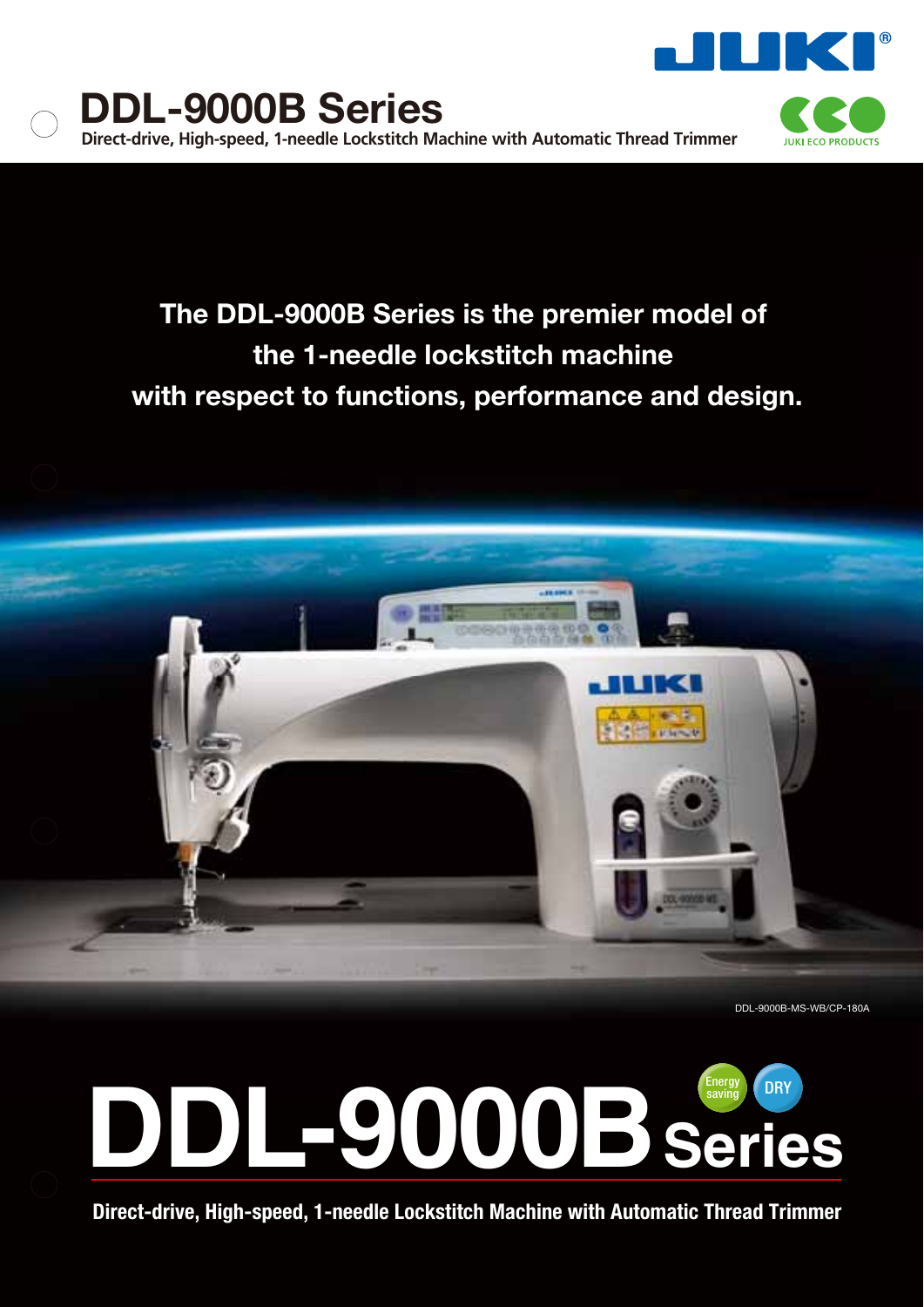# DDL-9000B Series

**Direct-drive, High-speed, 1-needle Lockstitch Machine with Automatic Thread Trimmer**

JUKI ECO PRODUCTS

**The DDL-9000B Series is the premier model of the 1-needle lockstitch machine with respect to functions, performance and design.**

DDL-9000B-MS-WB/CP-180A

# DDL-9000B Series

Energy saving | DRY

**Direct-drive, High-speed, 1-needle Lockstitch Machine with Automatic Thread Trimmer**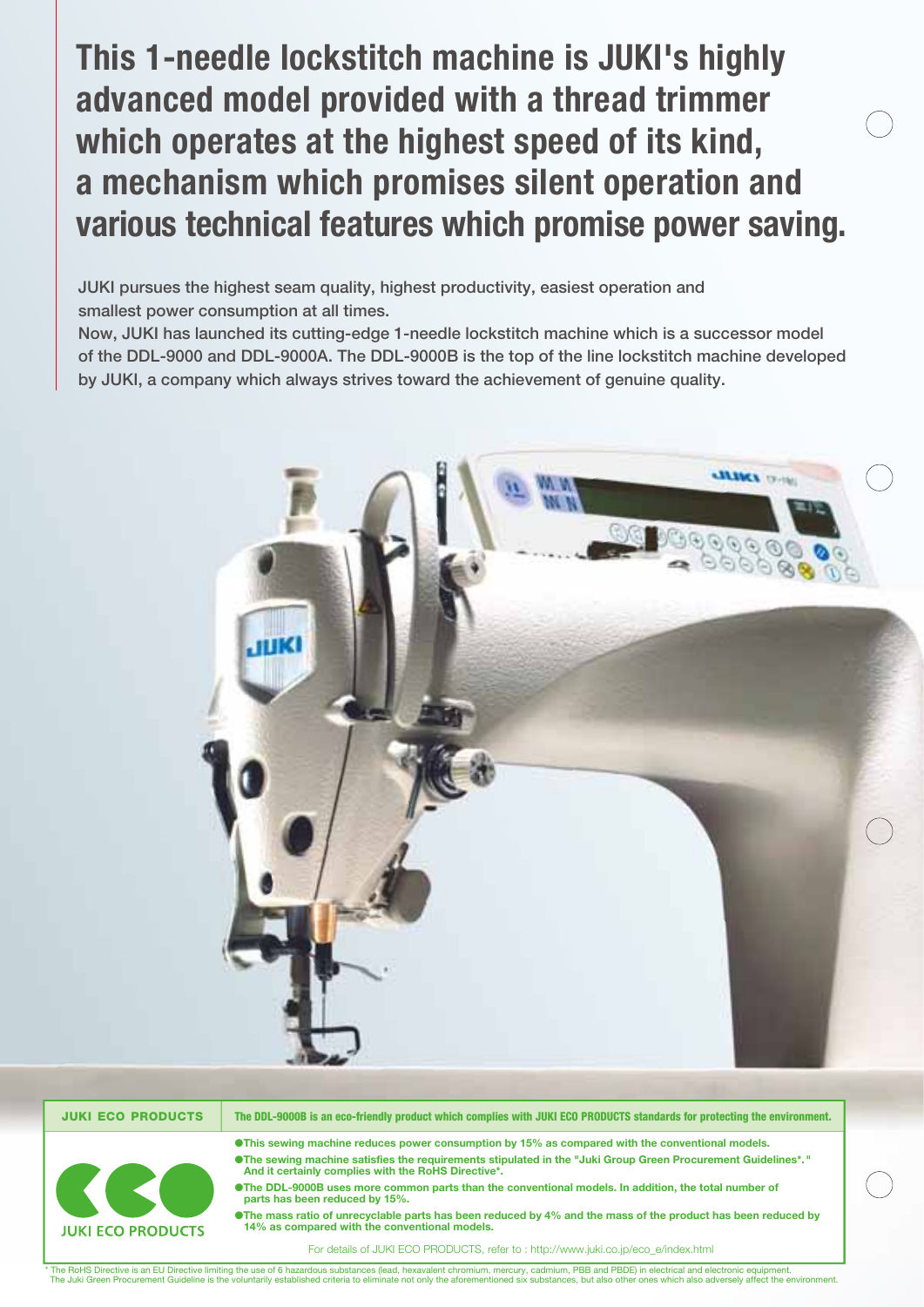# This 1-needle lockstitch machine is JUKI's highly advanced model provided with a thread trimmer which operates at the highest speed of its kind, a mechanism which promises silent operation and various technical features which promise power saving.

JUKI pursues the highest seam quality, highest productivity, easiest operation and smallest power consumption at all times.

Now, JUKI has launched its cutting-edge 1-needle lockstitch machine which is a successor model of the DDL-9000 and DDL-9000A. The DDL-9000B is the top of the line lockstitch machine developed by JUKI, a company which always strives toward the achievement of genuine quality.

**JUKI ECO PRODUCTS**

**The DDL-9000B is an eco-friendly product which complies with JUKI ECO PRODUCTS standards for protecting the environment.**

JUKI ECO PRODUCTS

- **This sewing machine reduces power consumption by 15% as compared with the conventional models.**
- **The sewing machine satisfies the requirements stipulated in the "Juki Group Green Procurement Guidelines*." And it certainly complies with the RoHS Directive*.**
- **The DDL-9000B uses more common parts than the conventional models. In addition, the total number of parts has been reduced by 15%.**
- **The mass ratio of unrecyclable parts has been reduced by 4% and the mass of the product has been reduced by 14% as compared with the conventional models.**

For details of JUKI ECO PRODUCTS, refer to : http://www.juki.co.jp/eco_e/index.html

* The RoHS Directive is an EU Directive limiting the use of 6 hazardous substances (lead, hexavalent chromium, mercury, cadmium, PBB and PBDE) in electrical and electronic equipment.
The Juki Green Procurement Guideline is the voluntarily established criteria to eliminate not only the aforementioned six substances, but also other ones which also adversely affect the environment.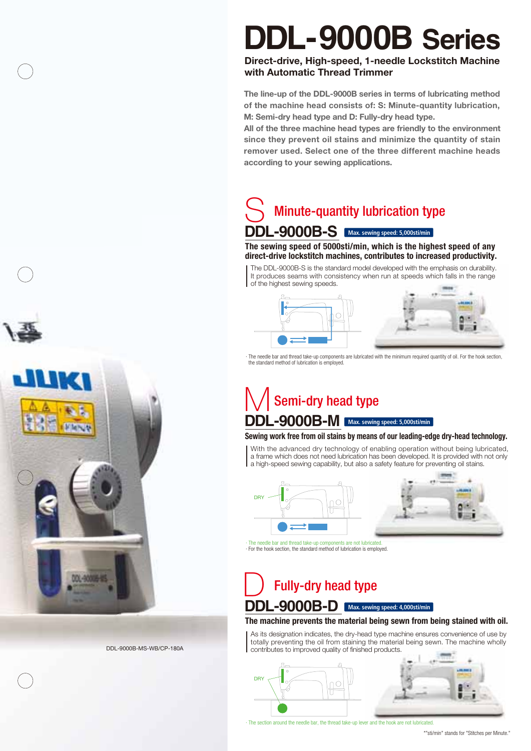# DDL-9000B Series

**Direct-drive, High-speed, 1-needle Lockstitch Machine with Automatic Thread Trimmer**

**The line-up of the DDL-9000B series in terms of lubricating method of the machine head consists of: S: Minute-quantity lubrication, M: Semi-dry head type and D: Fully-dry head type. All of the three machine head types are friendly to the environment since they prevent oil stains and minimize the quantity of stain remover used. Select one of the three different machine heads according to your sewing applications.**

## S Minute-quantity lubrication type

### DDL-9000B-S

Max. sewing speed: 5,000sti/min

**The sewing speed of 5000sti/min, which is the highest speed of any direct-drive lockstitch machines, contributes to increased productivity.**

The DDL-9000B-S is the standard model developed with the emphasis on durability. It produces seams with consistency when run at speeds which falls in the range of the highest sewing speeds.

· The needle bar and thread take-up components are lubricated with the minimum required quantity of oil. For the hook section, the standard method of lubrication is employed.

## M Semi-dry head type

### DDL-9000B-M

Max. sewing speed: 5,000sti/min

**Sewing work free from oil stains by means of our leading-edge dry-head technology.**

With the advanced dry technology of enabling operation without being lubricated, a frame which does not need lubrication has been developed. It is provided with not only a high-speed sewing capability, but also a safety feature for preventing oil stains.

DRY

· The needle bar and thread take-up components are not lubricated.
· For the hook section, the standard method of lubrication is employed.

## D Fully-dry head type

### DDL-9000B-D

Max. sewing speed: 4,000sti/min

**The machine prevents the material being sewn from being stained with oil.**

As its designation indicates, the dry-head type machine ensures convenience of use by totally preventing the oil from staining the material being sewn. The machine wholly contributes to improved quality of finished products.

DRY

· The section around the needle bar, the thread take-up lever and the hook are not lubricated.

DDL-9000B-MS-WB/CP-180A

*"sti/min" stands for "Stitches per Minute."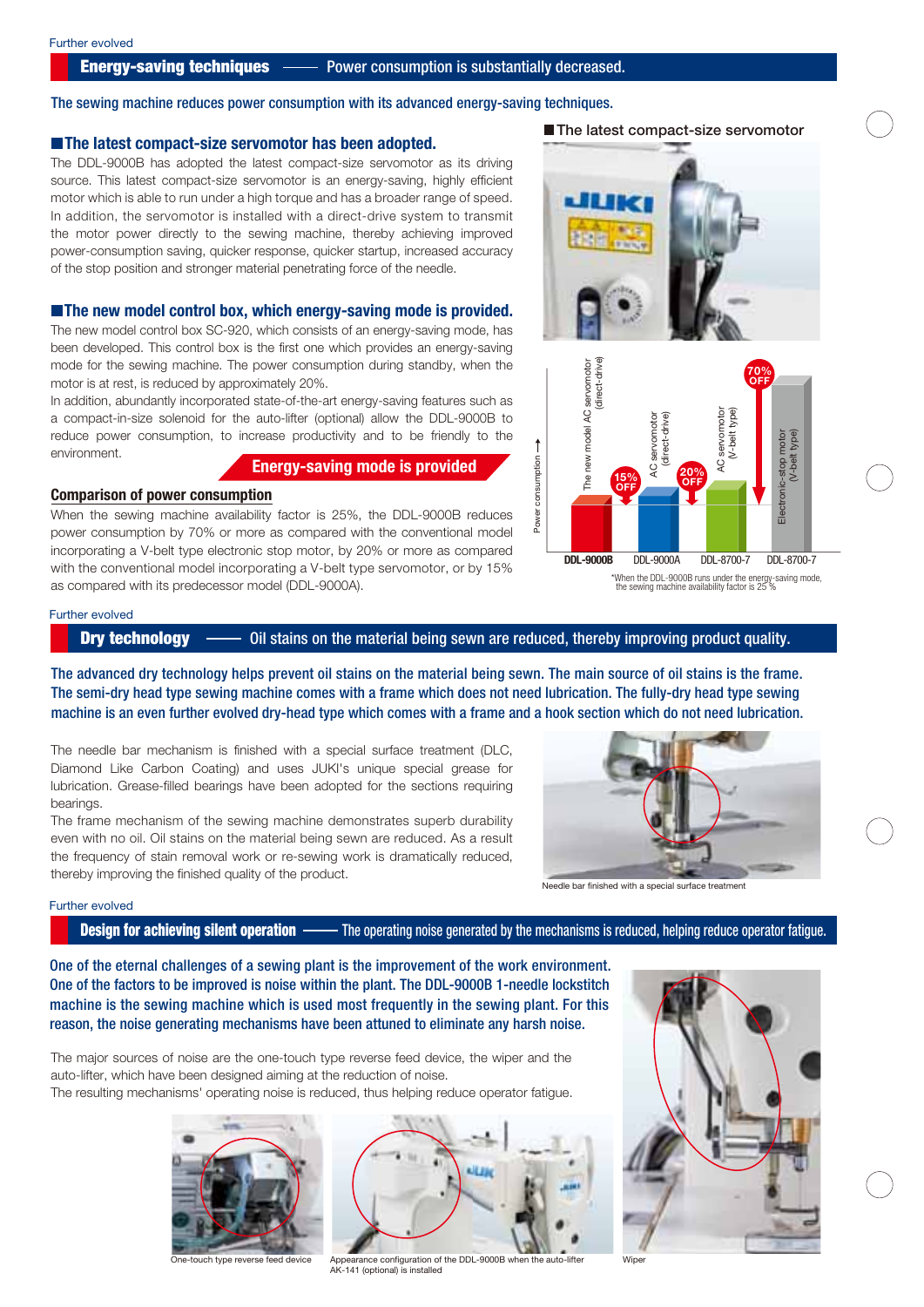Further evolved

## Energy-saving techniques —— Power consumption is substantially decreased.

**The sewing machine reduces power consumption with its advanced energy-saving techniques.**

### ■The latest compact-size servomotor has been adopted.

The DDL-9000B has adopted the latest compact-size servomotor as its driving source. This latest compact-size servomotor is an energy-saving, highly efficient motor which is able to run under a high torque and has a broader range of speed. In addition, the servomotor is installed with a direct-drive system to transmit the motor power directly to the sewing machine, thereby achieving improved power-consumption saving, quicker response, quicker startup, increased accuracy of the stop position and stronger material penetrating force of the needle.

### ■The new model control box, which energy-saving mode is provided.

The new model control box SC-920, which consists of an energy-saving mode, has been developed. This control box is the first one which provides an energy-saving mode for the sewing machine. The power consumption during standby, when the motor is at rest, is reduced by approximately 20%.

In addition, abundantly incorporated state-of-the-art energy-saving features such as a compact-in-size solenoid for the auto-lifter (optional) allow the DDL-9000B to reduce power consumption, to increase productivity and to be friendly to the environment.

**Energy-saving mode is provided**

### Comparison of power consumption

When the sewing machine availability factor is 25%, the DDL-9000B reduces power consumption by 70% or more as compared with the conventional model incorporating a V-belt type electronic stop motor, by 20% or more as compared with the conventional model incorporating a V-belt type servomotor, or by 15% as compared with its predecessor model (DDL-9000A).

■The latest compact-size servomotor

| Model | Motor | Reduction vs. DDL-9000B |
|---|---|---|
| DDL-9000B | The new model AC servomotor (direct-drive) | |
| DDL-9000A | AC servomotor (direct-drive) | 15% OFF |
| DDL-8700-7 | AC servomotor (V-belt type) | 20% OFF |
| DDL-8700-7 | Electronic-stop motor (V-belt type) | 70% OFF |

Power consumption →

*When the DDL-9000B runs under the energy-saving mode, the sewing machine availability factor is 25 %

Further evolved

## Dry technology —— Oil stains on the material being sewn are reduced, thereby improving product quality.

**The advanced dry technology helps prevent oil stains on the material being sewn. The main source of oil stains is the frame. The semi-dry head type sewing machine comes with a frame which does not need lubrication. The fully-dry head type sewing machine is an even further evolved dry-head type which comes with a frame and a hook section which do not need lubrication.**

The needle bar mechanism is finished with a special surface treatment (DLC, Diamond Like Carbon Coating) and uses JUKI's unique special grease for lubrication. Grease-filled bearings have been adopted for the sections requiring bearings.

The frame mechanism of the sewing machine demonstrates superb durability even with no oil. Oil stains on the material being sewn are reduced. As a result the frequency of stain removal work or re-sewing work is dramatically reduced, thereby improving the finished quality of the product.

Needle bar finished with a special surface treatment

Further evolved

## Design for achieving silent operation —— The operating noise generated by the mechanisms is reduced, helping reduce operator fatigue.

**One of the eternal challenges of a sewing plant is the improvement of the work environment. One of the factors to be improved is noise within the plant. The DDL-9000B 1-needle lockstitch machine is the sewing machine which is used most frequently in the sewing plant. For this reason, the noise generating mechanisms have been attuned to eliminate any harsh noise.**

The major sources of noise are the one-touch type reverse feed device, the wiper and the auto-lifter, which have been designed aiming at the reduction of noise.

The resulting mechanisms' operating noise is reduced, thus helping reduce operator fatigue.

One-touch type reverse feed device

Appearance configuration of the DDL-9000B when the auto-lifter AK-141 (optional) is installed

Wiper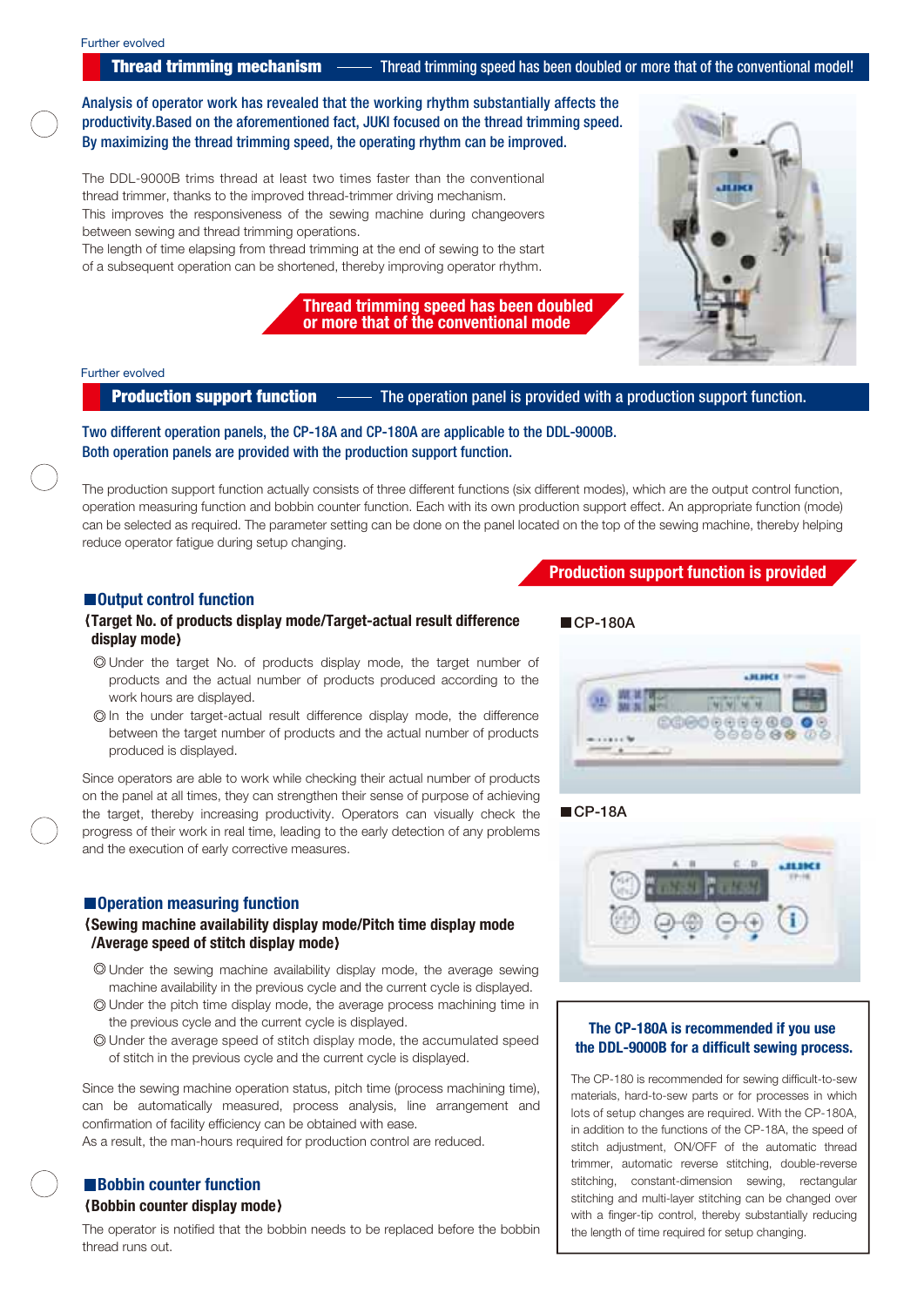Further evolved

## Thread trimming mechanism —— Thread trimming speed has been doubled or more that of the conventional model!

**Analysis of operator work has revealed that the working rhythm substantially affects the productivity.Based on the aforementioned fact, JUKI focused on the thread trimming speed. By maximizing the thread trimming speed, the operating rhythm can be improved.**

The DDL-9000B trims thread at least two times faster than the conventional thread trimmer, thanks to the improved thread-trimmer driving mechanism.
This improves the responsiveness of the sewing machine during changeovers between sewing and thread trimming operations.
The length of time elapsing from thread trimming at the end of sewing to the start of a subsequent operation can be shortened, thereby improving operator rhythm.

**Thread trimming speed has been doubled or more that of the conventional mode**

Further evolved

## Production support function —— The operation panel is provided with a production support function.

**Two different operation panels, the CP-18A and CP-180A are applicable to the DDL-9000B. Both operation panels are provided with the production support function.**

The production support function actually consists of three different functions (six different modes), which are the output control function, operation measuring function and bobbin counter function. Each with its own production support effect. An appropriate function (mode) can be selected as required. The parameter setting can be done on the panel located on the top of the sewing machine, thereby helping reduce operator fatigue during setup changing.

**Production support function is provided**

### ■Output control function

**(Target No. of products display mode/Target-actual result difference display mode)**

◎Under the target No. of products display mode, the target number of products and the actual number of products produced according to the work hours are displayed.

◎In the under target-actual result difference display mode, the difference between the target number of products and the actual number of products produced is displayed.

Since operators are able to work while checking their actual number of products on the panel at all times, they can strengthen their sense of purpose of achieving the target, thereby increasing productivity. Operators can visually check the progress of their work in real time, leading to the early detection of any problems and the execution of early corrective measures.

### ■Operation measuring function

**(Sewing machine availability display mode/Pitch time display mode /Average speed of stitch display mode)**

◎Under the sewing machine availability display mode, the average sewing machine availability in the previous cycle and the current cycle is displayed.

◎Under the pitch time display mode, the average process machining time in the previous cycle and the current cycle is displayed.

◎Under the average speed of stitch display mode, the accumulated speed of stitch in the previous cycle and the current cycle is displayed.

Since the sewing machine operation status, pitch time (process machining time), can be automatically measured, process analysis, line arrangement and confirmation of facility efficiency can be obtained with ease.
As a result, the man-hours required for production control are reduced.

### ■Bobbin counter function

**(Bobbin counter display mode)**

The operator is notified that the bobbin needs to be replaced before the bobbin thread runs out.

■CP-180A

■CP-18A

**The CP-180A is recommended if you use the DDL-9000B for a difficult sewing process.**

The CP-180 is recommended for sewing difficult-to-sew materials, hard-to-sew parts or for processes in which lots of setup changes are required. With the CP-180A, in addition to the functions of the CP-18A, the speed of stitch adjustment, ON/OFF of the automatic thread trimmer, automatic reverse stitching, double-reverse stitching, constant-dimension sewing, rectangular stitching and multi-layer stitching can be changed over with a finger-tip control, thereby substantially reducing the length of time required for setup changing.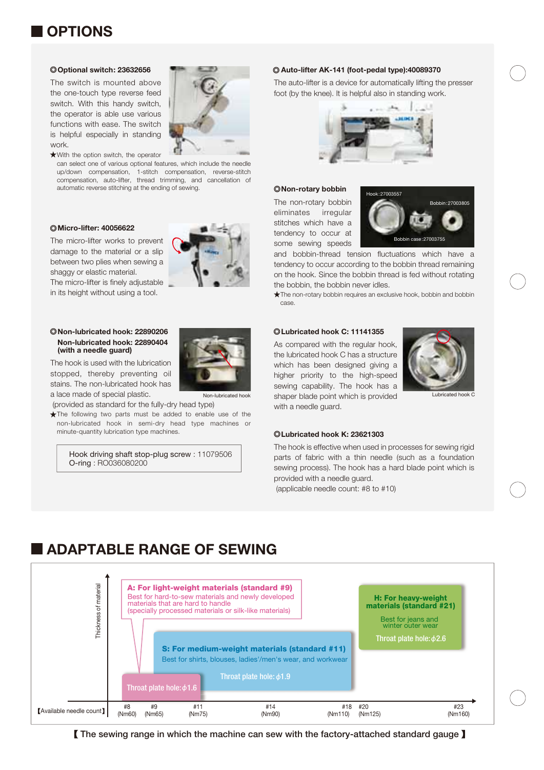## OPTIONS

### ◎Optional switch: 23632656

The switch is mounted above the one-touch type reverse feed switch. With this handy switch, the operator is able use various functions with ease. The switch is helpful especially in standing work.

★With the option switch, the operator can select one of various optional features, which include the needle up/down compensation, 1-stitch compensation, reverse-stitch compensation, auto-lifter, thread trimming, and cancellation of automatic reverse stitching at the ending of sewing.

### ◎Micro-lifter: 40056622

The micro-lifter works to prevent damage to the material or a slip between two plies when sewing a shaggy or elastic material.
The micro-lifter is finely adjustable in its height without using a tool.

### ◎Non-lubricated hook: 22890206
### Non-lubricated hook: 22890404 (with a needle guard)

The hook is used with the lubrication stopped, thereby preventing oil stains. The non-lubricated hook has a lace made of special plastic.
(provided as standard for the fully-dry head type)

Non-lubricated hook

★The following two parts must be added to enable use of the non-lubricated hook in semi-dry head type machines or minute-quantity lubrication type machines.

Hook driving shaft stop-plug screw : 11079506
O-ring : RO036080200

### ◎Auto-lifter AK-141 (foot-pedal type):40089370

The auto-lifter is a device for automatically lifting the presser foot (by the knee). It is helpful also in standing work.

### ◎Non-rotary bobbin

Hook:27003557
Bobbin:27003805
Bobbin case:27003755

The non-rotary bobbin eliminates irregular stitches which have a tendency to occur at some sewing speeds and bobbin-thread tension fluctuations which have a tendency to occur according to the bobbin thread remaining on the hook. Since the bobbin thread is fed without rotating the bobbin, the bobbin never idles.

★The non-rotary bobbin requires an exclusive hook, bobbin and bobbin case.

### ◎Lubricated hook C: 11141355

As compared with the regular hook, the lubricated hook C has a structure which has been designed giving a higher priority to the high-speed sewing capability. The hook has a shaper blade point which is provided with a needle guard.

Lubricated hook C

### ◎Lubricated hook K: 23621303

The hook is effective when used in processes for sewing rigid parts of fabric with a thin needle (such as a foundation sewing process). The hook has a hard blade point which is provided with a needle guard.
(applicable needle count: #8 to #10)

## ADAPTABLE RANGE OF SEWING

Thickness of material

**A: For light-weight materials (standard #9)**
Best for hard-to-sew materials and newly developed materials that are hard to handle (specially processed materials or silk-like materials)
Throat plate hole: $\phi$1.6

**S: For medium-weight materials (standard #11)**
Best for shirts, blouses, ladies'/men's wear, and workwear
Throat plate hole: $\phi$1.9

**H: For heavy-weight materials (standard #21)**
Best for jeans and winter outer wear
Throat plate hole: $\phi$2.6

【Available needle count】 #8 (Nm60), #9 (Nm65), #11 (Nm75), #14 (Nm90), #18 (Nm110), #20 (Nm125), #23 (Nm160)

【The sewing range in which the machine can sew with the factory-attached standard gauge】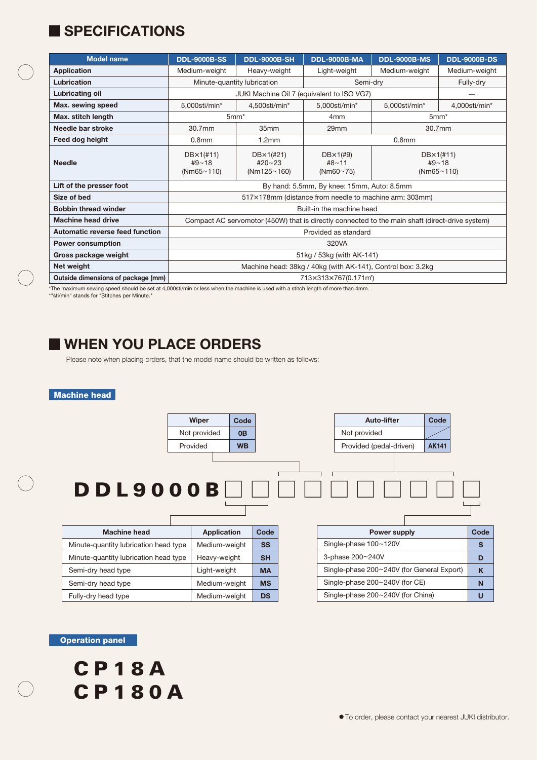## SPECIFICATIONS

| Model name | DDL-9000B-SS | DDL-9000B-SH | DDL-9000B-MA | DDL-9000B-MS | DDL-9000B-DS |
|---|---|---|---|---|---|
| Application | Medium-weight | Heavy-weight | Light-weight | Medium-weight | Medium-weight |
| Lubrication | Minute-quantity lubrication | | Semi-dry | | Fully-dry |
| Lubricating oil | JUKI Machine Oil 7 (equivalent to ISO VG7) | | | | — |
| Max. sewing speed | 5,000sti/min* | 4,500sti/min* | 5,000sti/min* | 5,000sti/min* | 4,000sti/min* |
| Max. stitch length | 5mm* | | 4mm | 5mm* | |
| Needle bar stroke | 30.7mm | 35mm | 29mm | 30.7mm | |
| Feed dog height | 0.8mm | 1.2mm | 0.8mm | | |
| Needle | DB×1(#11) #9~18 (Nm65~110) | DB×1(#21) #20~23 (Nm125~160) | DB×1(#9) #8~11 (Nm60~75) | DB×1(#11) #9~18 (Nm65~110) | |
| Lift of the presser foot | By hand: 5.5mm, By knee: 15mm, Auto: 8.5mm | | | | |
| Size of bed | 517×178mm (distance from needle to machine arm: 303mm) | | | | |
| Bobbin thread winder | Built-in the machine head | | | | |
| Machine head drive | Compact AC servomotor (450W) that is directly connected to the main shaft (direct-drive system) | | | | |
| Automatic reverse feed function | Provided as standard | | | | |
| Power consumption | 320VA | | | | |
| Gross package weight | 51kg / 53kg (with AK-141) | | | | |
| Net weight | Machine head: 38kg / 40kg (with AK-141), Control box: 3.2kg | | | | |
| Outside dimensions of package (mm) | 713×313×767(0.171m³) | | | | |

*The maximum sewing speed should be set at 4,000sti/min or less when the machine is used with a stitch length of more than 4mm.
**"sti/min" stands for "Stitches per Minute."

## WHEN YOU PLACE ORDERS

Please note when placing orders, that the model name should be written as follows:

### Machine head

**DDL9000B□□□□□□□□□□**

| Machine head | Application | Code |
|---|---|---|
| Minute-quantity lubrication head type | Medium-weight | SS |
| Minute-quantity lubrication head type | Heavy-weight | SH |
| Semi-dry head type | Light-weight | MA |
| Semi-dry head type | Medium-weight | MS |
| Fully-dry head type | Medium-weight | DS |

| Wiper | Code |
|---|---|
| Not provided | 0B |
| Provided | WB |

| Auto-lifter | Code |
|---|---|
| Not provided | |
| Provided (pedal-driven) | AK141 |

| Power supply | Code |
|---|---|
| Single-phase 100~120V | S |
| 3-phase 200~240V | D |
| Single-phase 200~240V (for General Export) | K |
| Single-phase 200~240V (for CE) | N |
| Single-phase 200~240V (for China) | U |

### Operation panel

**CP18A**
**CP180A**

● To order, please contact your nearest JUKI distributor.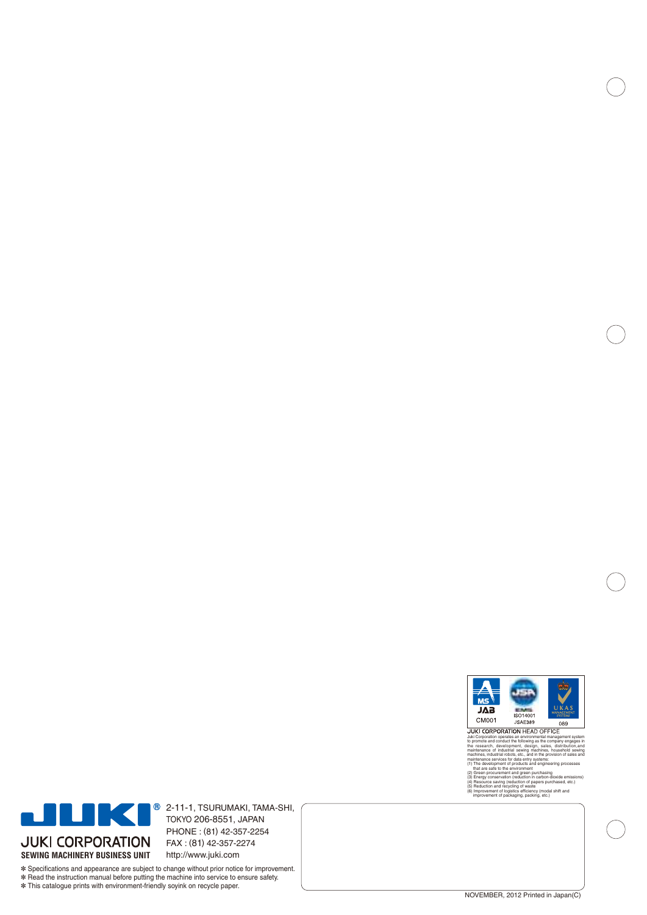MS
JAB
CM001

ISO14001
JSAE389

UKAS MANAGEMENT SYSTEMS
089

**JUKI CORPORATION** HEAD OFFICE

Juki Corporation operates an environmental management system to promote and conduct the following as the company engages in the research, development, design, sales, distribution,and maintenance of industrial sewing machines, household sewing machines, industrial robots, etc., and in the provision of sales and maintenance services for data entry systems:

(1) The development of products and engineering processes that are safe to the environment
(2) Green procurement and green purchasing
(3) Energy conservation (reduction in carbon-dioxide emissions)
(4) Resource saving (reduction of papers purchased, etc.)
(5) Reduction and recycling of waste
(6) Improvement of logistics efficiency (modal shift and improvement of packaging, packing, etc.)

**JUKI®**
**JUKI CORPORATION**
**SEWING MACHINERY BUSINESS UNIT**

2-11-1, TSURUMAKI, TAMA-SHI,
TOKYO 206-8551, JAPAN
PHONE : (81) 42-357-2254
FAX : (81) 42-357-2274
http://www.juki.com

✻ Specifications and appearance are subject to change without prior notice for improvement.
✻ Read the instruction manual before putting the machine into service to ensure safety.
✻ This catalogue prints with environment-friendly soyink on recycle paper.

NOVEMBER, 2012 Printed in Japan(C)